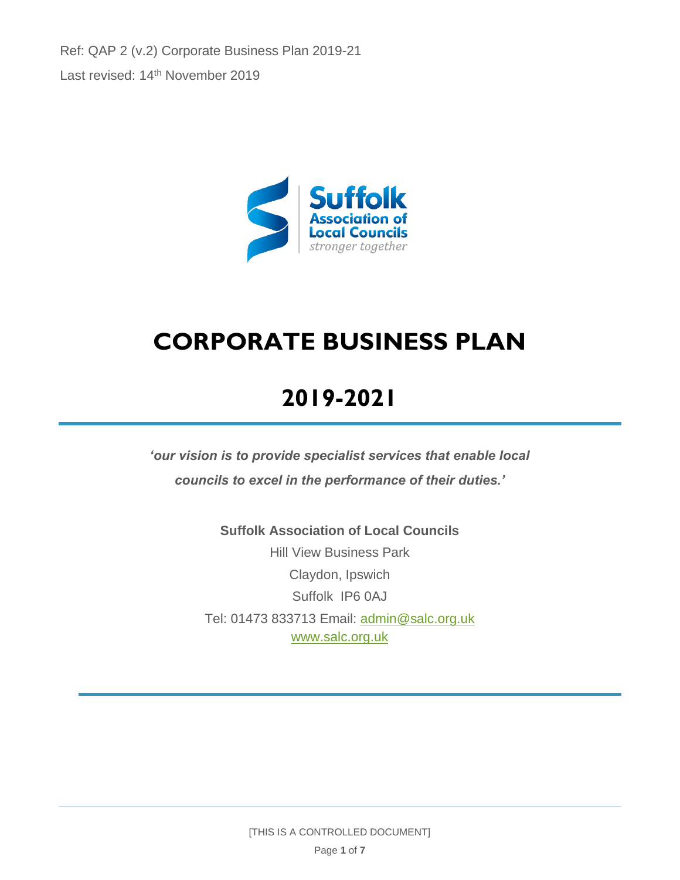Ref: QAP 2 (v.2) Corporate Business Plan 2019-21

Last revised: 14th November 2019

# CORPORATE BUSINESS PLAN

# 2019-2021

***'our vision is to provide specialist services that enable local councils to excel in the performance of their duties.'***

**Suffolk Association of Local Councils**

Hill View Business Park

Claydon, Ipswich

Suffolk IP6 0AJ

Tel: 01473 833713 Email: admin@salc.org.uk

www.salc.org.uk

[THIS IS A CONTROLLED DOCUMENT]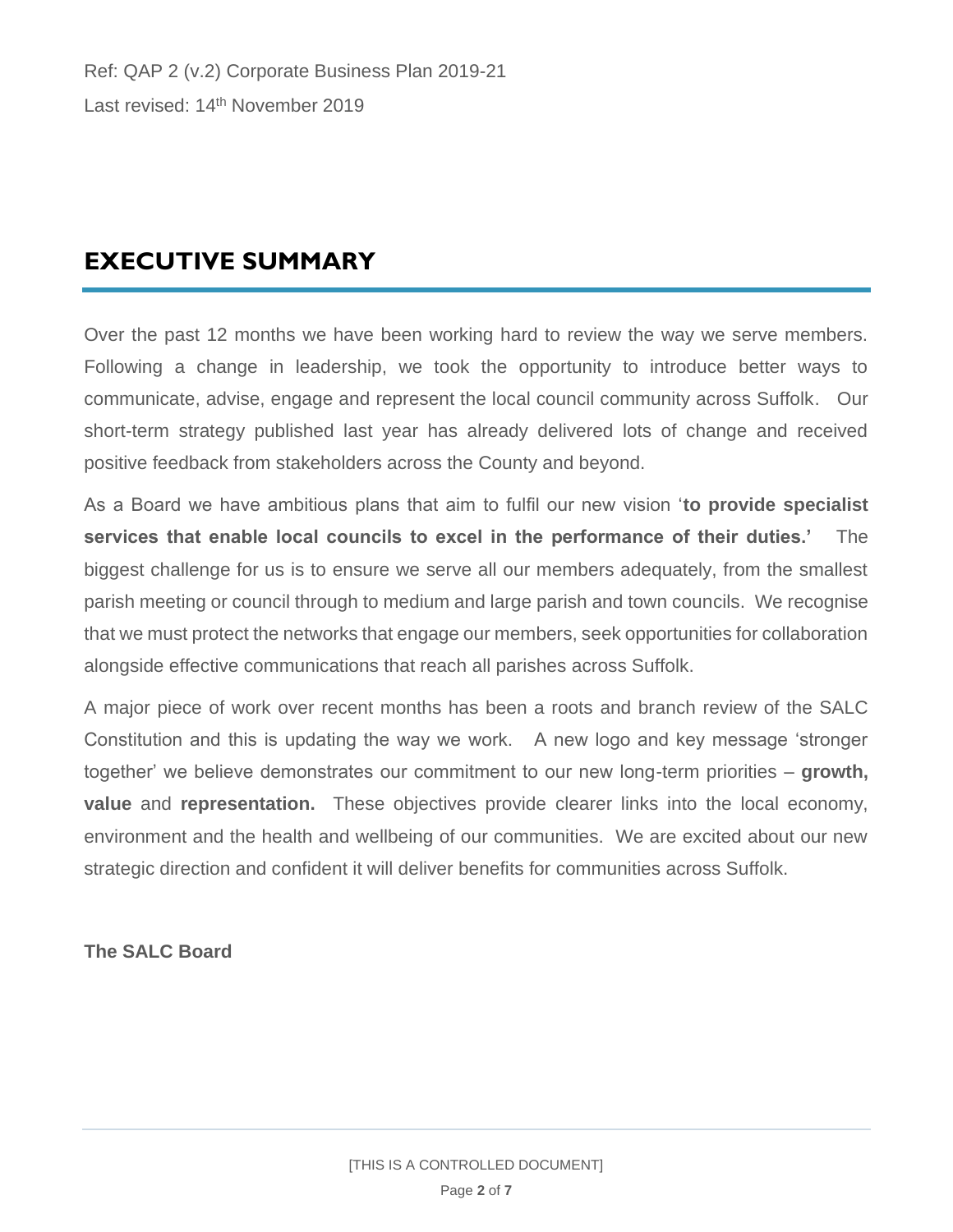Ref: QAP 2 (v.2) Corporate Business Plan 2019-21

Last revised: 14th November 2019

# EXECUTIVE SUMMARY

Over the past 12 months we have been working hard to review the way we serve members. Following a change in leadership, we took the opportunity to introduce better ways to communicate, advise, engage and represent the local council community across Suffolk. Our short-term strategy published last year has already delivered lots of change and received positive feedback from stakeholders across the County and beyond.

As a Board we have ambitious plans that aim to fulfil our new vision '**to provide specialist services that enable local councils to excel in the performance of their duties.'** The biggest challenge for us is to ensure we serve all our members adequately, from the smallest parish meeting or council through to medium and large parish and town councils. We recognise that we must protect the networks that engage our members, seek opportunities for collaboration alongside effective communications that reach all parishes across Suffolk.

A major piece of work over recent months has been a roots and branch review of the SALC Constitution and this is updating the way we work. A new logo and key message 'stronger together' we believe demonstrates our commitment to our new long-term priorities – **growth, value** and **representation.** These objectives provide clearer links into the local economy, environment and the health and wellbeing of our communities. We are excited about our new strategic direction and confident it will deliver benefits for communities across Suffolk.

**The SALC Board**

[THIS IS A CONTROLLED DOCUMENT]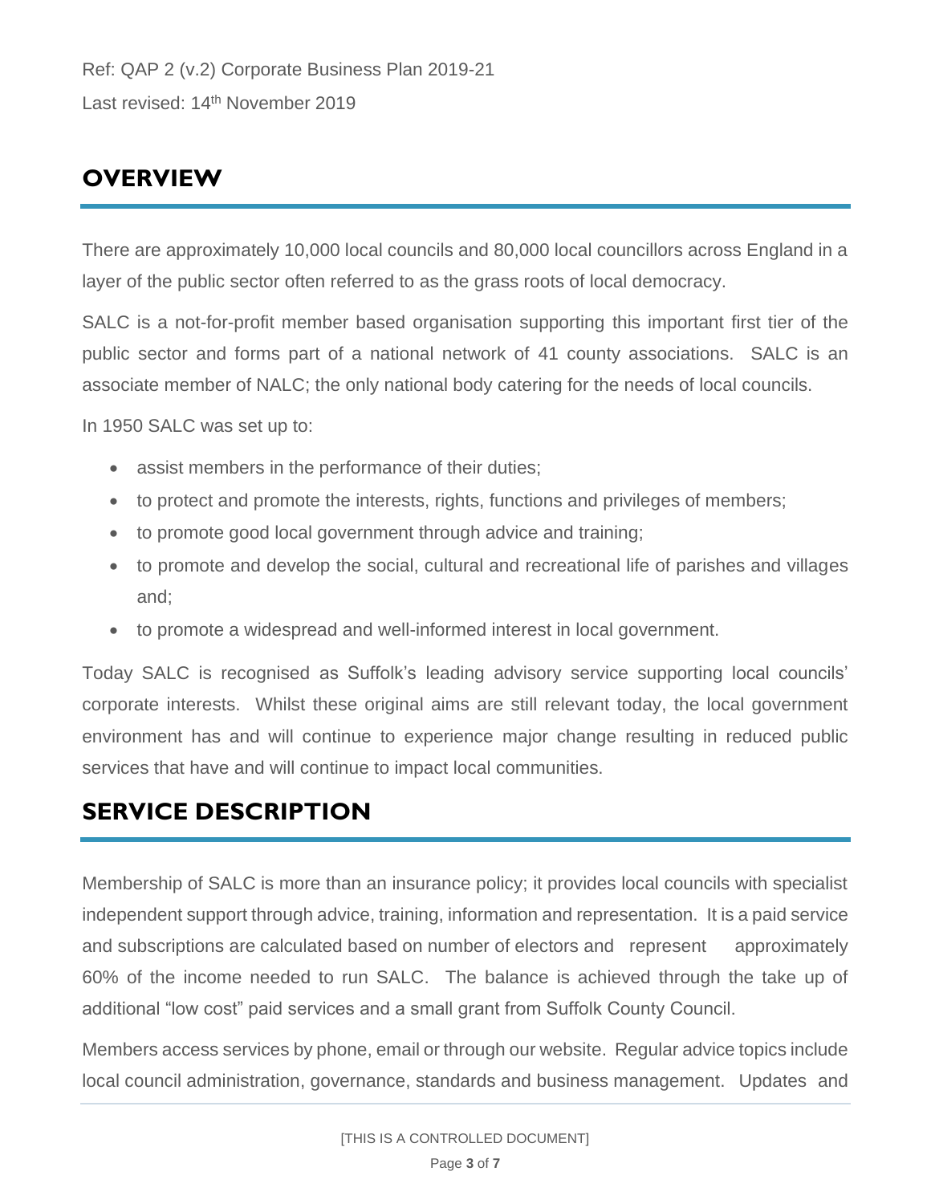Ref: QAP 2 (v.2) Corporate Business Plan 2019-21

Last revised: 14th November 2019

## OVERVIEW

There are approximately 10,000 local councils and 80,000 local councillors across England in a layer of the public sector often referred to as the grass roots of local democracy.

SALC is a not-for-profit member based organisation supporting this important first tier of the public sector and forms part of a national network of 41 county associations. SALC is an associate member of NALC; the only national body catering for the needs of local councils.

In 1950 SALC was set up to:

- assist members in the performance of their duties;
- to protect and promote the interests, rights, functions and privileges of members;
- to promote good local government through advice and training;
- to promote and develop the social, cultural and recreational life of parishes and villages and;
- to promote a widespread and well-informed interest in local government.

Today SALC is recognised as Suffolk's leading advisory service supporting local councils' corporate interests. Whilst these original aims are still relevant today, the local government environment has and will continue to experience major change resulting in reduced public services that have and will continue to impact local communities.

## SERVICE DESCRIPTION

Membership of SALC is more than an insurance policy; it provides local councils with specialist independent support through advice, training, information and representation. It is a paid service and subscriptions are calculated based on number of electors and represent approximately 60% of the income needed to run SALC. The balance is achieved through the take up of additional "low cost" paid services and a small grant from Suffolk County Council.

Members access services by phone, email or through our website. Regular advice topics include local council administration, governance, standards and business management. Updates and

[THIS IS A CONTROLLED DOCUMENT]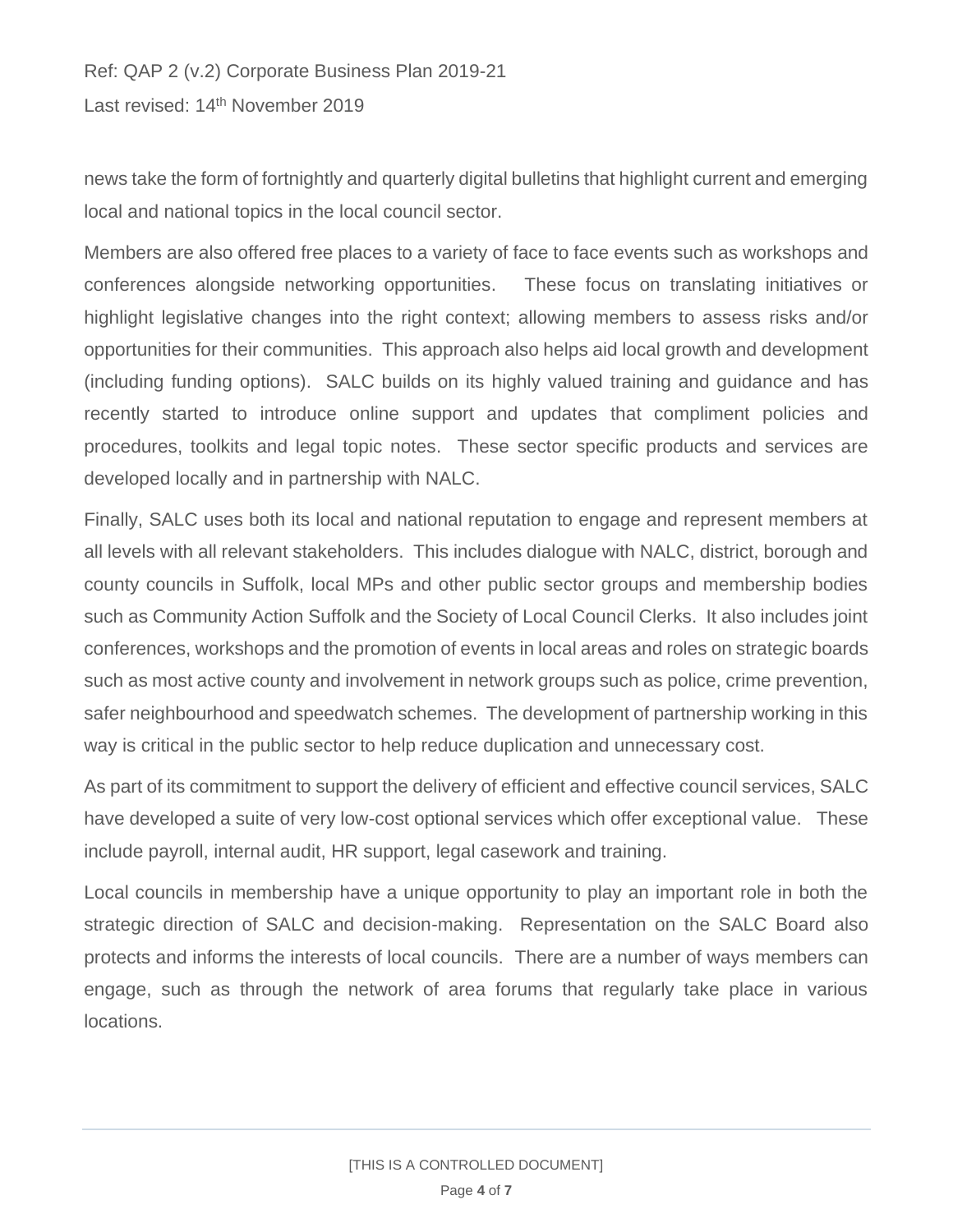news take the form of fortnightly and quarterly digital bulletins that highlight current and emerging local and national topics in the local council sector.

Members are also offered free places to a variety of face to face events such as workshops and conferences alongside networking opportunities. These focus on translating initiatives or highlight legislative changes into the right context; allowing members to assess risks and/or opportunities for their communities. This approach also helps aid local growth and development (including funding options). SALC builds on its highly valued training and guidance and has recently started to introduce online support and updates that compliment policies and procedures, toolkits and legal topic notes. These sector specific products and services are developed locally and in partnership with NALC.

Finally, SALC uses both its local and national reputation to engage and represent members at all levels with all relevant stakeholders. This includes dialogue with NALC, district, borough and county councils in Suffolk, local MPs and other public sector groups and membership bodies such as Community Action Suffolk and the Society of Local Council Clerks. It also includes joint conferences, workshops and the promotion of events in local areas and roles on strategic boards such as most active county and involvement in network groups such as police, crime prevention, safer neighbourhood and speedwatch schemes. The development of partnership working in this way is critical in the public sector to help reduce duplication and unnecessary cost.

As part of its commitment to support the delivery of efficient and effective council services, SALC have developed a suite of very low-cost optional services which offer exceptional value. These include payroll, internal audit, HR support, legal casework and training.

Local councils in membership have a unique opportunity to play an important role in both the strategic direction of SALC and decision-making. Representation on the SALC Board also protects and informs the interests of local councils. There are a number of ways members can engage, such as through the network of area forums that regularly take place in various locations.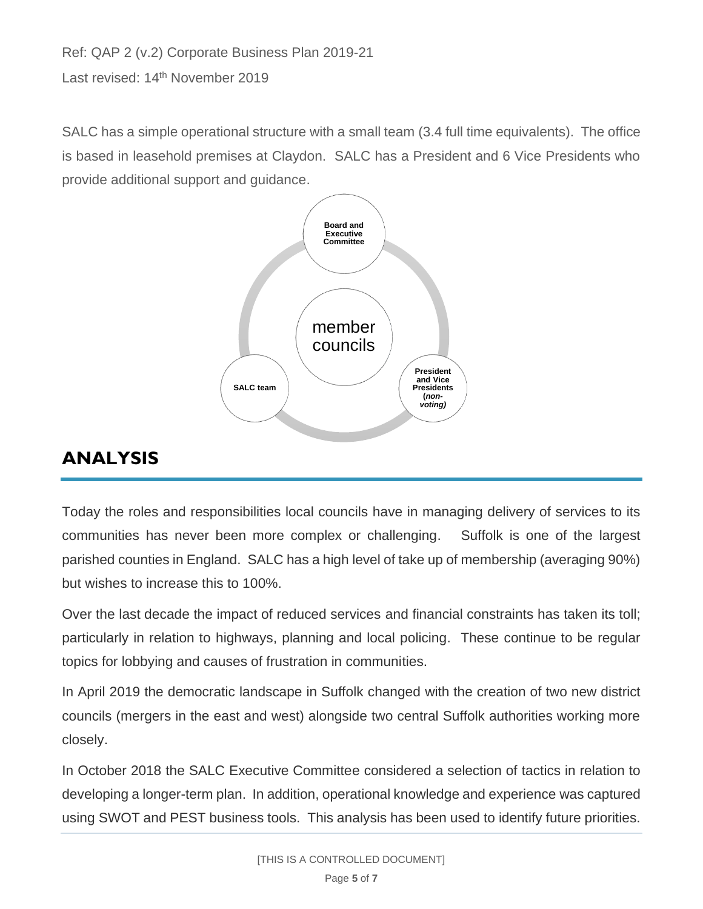SALC has a simple operational structure with a small team (3.4 full time equivalents). The office is based in leasehold premises at Claydon. SALC has a President and 6 Vice Presidents who provide additional support and guidance.

Board and Executive Committee

member councils

SALC team

President and Vice Presidents (*non-voting)*

## ANALYSIS

Today the roles and responsibilities local councils have in managing delivery of services to its communities has never been more complex or challenging. Suffolk is one of the largest parished counties in England. SALC has a high level of take up of membership (averaging 90%) but wishes to increase this to 100%.

Over the last decade the impact of reduced services and financial constraints has taken its toll; particularly in relation to highways, planning and local policing. These continue to be regular topics for lobbying and causes of frustration in communities.

In April 2019 the democratic landscape in Suffolk changed with the creation of two new district councils (mergers in the east and west) alongside two central Suffolk authorities working more closely.

In October 2018 the SALC Executive Committee considered a selection of tactics in relation to developing a longer-term plan. In addition, operational knowledge and experience was captured using SWOT and PEST business tools. This analysis has been used to identify future priorities.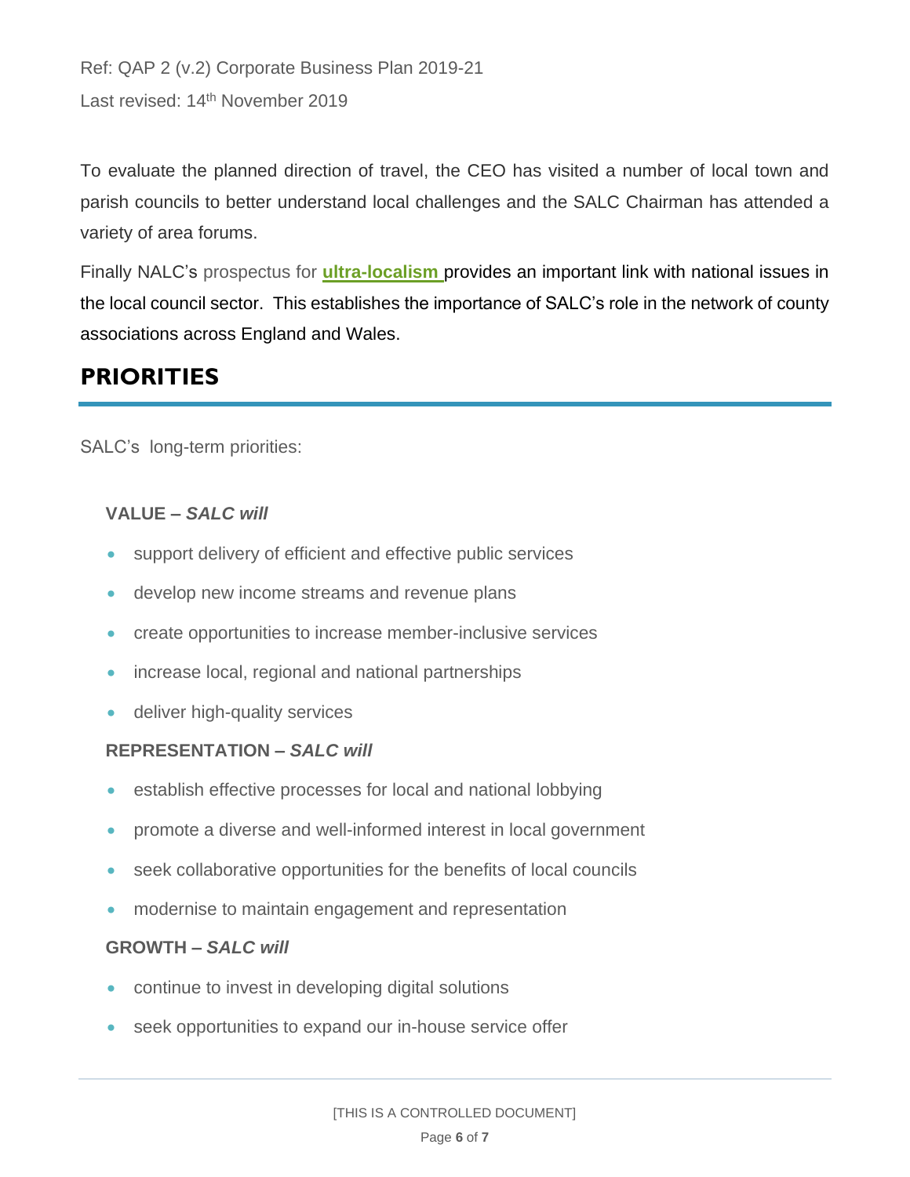To evaluate the planned direction of travel, the CEO has visited a number of local town and parish councils to better understand local challenges and the SALC Chairman has attended a variety of area forums.

Finally NALC's prospectus for **ultra-localism** provides an important link with national issues in the local council sector. This establishes the importance of SALC's role in the network of county associations across England and Wales.

## PRIORITIES

SALC's long-term priorities:

**VALUE – *SALC will***

- support delivery of efficient and effective public services
- develop new income streams and revenue plans
- create opportunities to increase member-inclusive services
- increase local, regional and national partnerships
- deliver high-quality services

**REPRESENTATION – *SALC will***

- establish effective processes for local and national lobbying
- promote a diverse and well-informed interest in local government
- seek collaborative opportunities for the benefits of local councils
- modernise to maintain engagement and representation

**GROWTH – *SALC will***

- continue to invest in developing digital solutions
- seek opportunities to expand our in-house service offer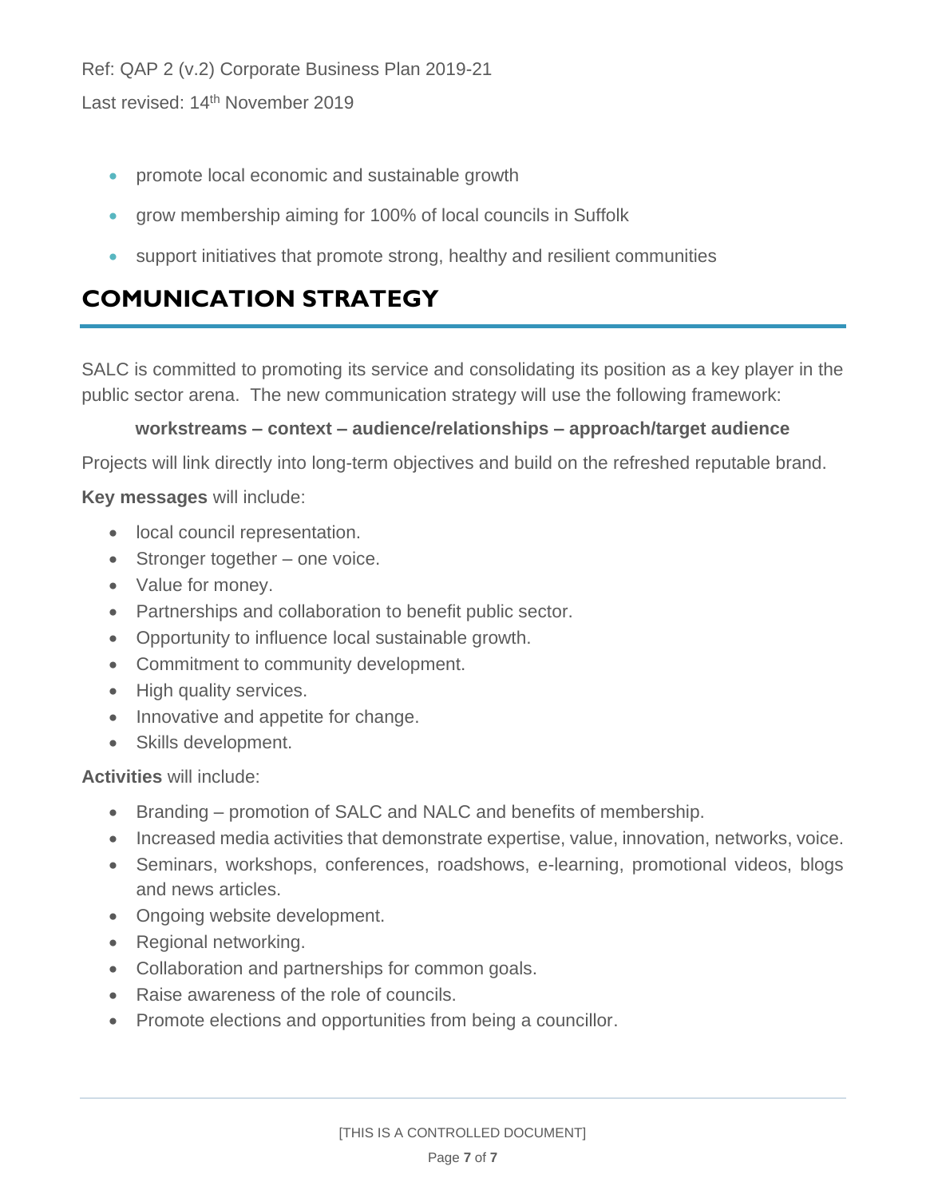- promote local economic and sustainable growth
- grow membership aiming for 100% of local councils in Suffolk
- support initiatives that promote strong, healthy and resilient communities

## COMUNICATION STRATEGY

SALC is committed to promoting its service and consolidating its position as a key player in the public sector arena. The new communication strategy will use the following framework:

**workstreams – context – audience/relationships – approach/target audience**

Projects will link directly into long-term objectives and build on the refreshed reputable brand.

**Key messages** will include:

- local council representation.
- Stronger together – one voice.
- Value for money.
- Partnerships and collaboration to benefit public sector.
- Opportunity to influence local sustainable growth.
- Commitment to community development.
- High quality services.
- Innovative and appetite for change.
- Skills development.

**Activities** will include:

- Branding – promotion of SALC and NALC and benefits of membership.
- Increased media activities that demonstrate expertise, value, innovation, networks, voice.
- Seminars, workshops, conferences, roadshows, e-learning, promotional videos, blogs and news articles.
- Ongoing website development.
- Regional networking.
- Collaboration and partnerships for common goals.
- Raise awareness of the role of councils.
- Promote elections and opportunities from being a councillor.